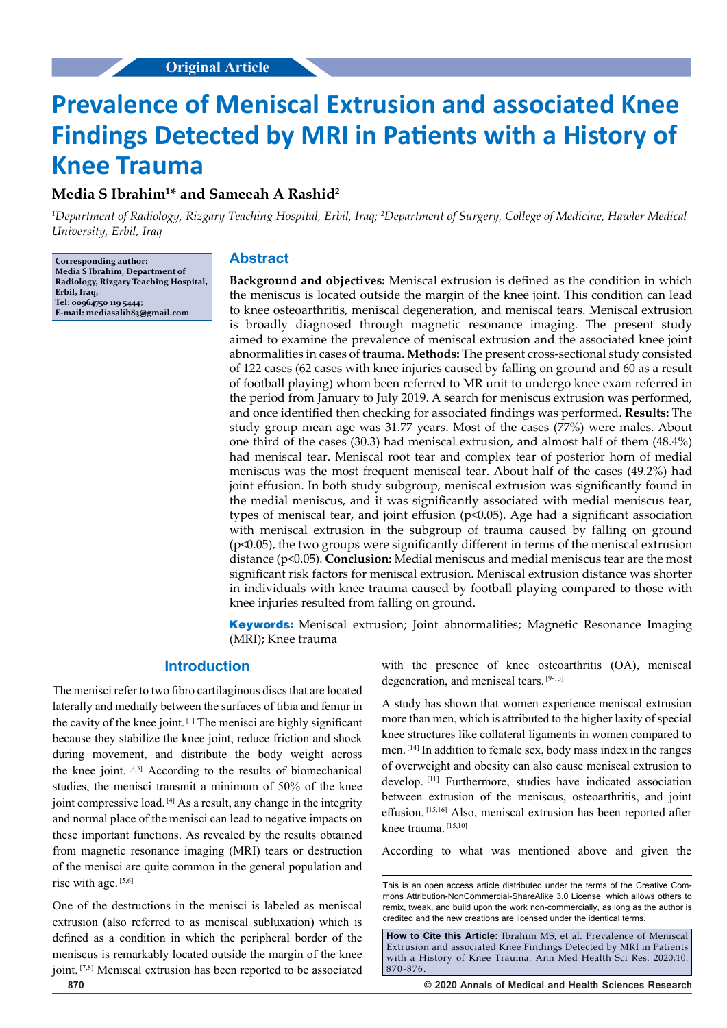Original Article

# Prevalence of Meniscal Extrusion and associated Knee Findings Detected by MRI in Patients with a History of Knee Trauma

**Media S Ibrahim[1]* and Sameeah A Rashid[2]**

*[1]Department of Radiology, Rizgary Teaching Hospital, Erbil, Iraq; [2]Department of Surgery, College of Medicine, Hawler Medical University, Erbil, Iraq*

**Corresponding author: Media S Ibrahim, Department of Radiology, Rizgary Teaching Hospital, Erbil, Iraq, Tel: 00964750 119 5444; E-mail: mediasalih83@gmail.com**

## Abstract

**Background and objectives:** Meniscal extrusion is defined as the condition in which the meniscus is located outside the margin of the knee joint. This condition can lead to knee osteoarthritis, meniscal degeneration, and meniscal tears. Meniscal extrusion is broadly diagnosed through magnetic resonance imaging. The present study aimed to examine the prevalence of meniscal extrusion and the associated knee joint abnormalities in cases of trauma. **Methods:** The present cross-sectional study consisted of 122 cases (62 cases with knee injuries caused by falling on ground and 60 as a result of football playing) whom been referred to MR unit to undergo knee exam referred in the period from January to July 2019. A search for meniscus extrusion was performed, and once identified then checking for associated findings was performed. **Results:** The study group mean age was 31.77 years. Most of the cases (77%) were males. About one third of the cases (30.3) had meniscal extrusion, and almost half of them (48.4%) had meniscal tear. Meniscal root tear and complex tear of posterior horn of medial meniscus was the most frequent meniscal tear. About half of the cases (49.2%) had joint effusion. In both study subgroup, meniscal extrusion was significantly found in the medial meniscus, and it was significantly associated with medial meniscus tear, types of meniscal tear, and joint effusion ($p<0.05$). Age had a significant association with meniscal extrusion in the subgroup of trauma caused by falling on ground ($p<0.05$), the two groups were significantly different in terms of the meniscal extrusion distance ($p<0.05$). **Conclusion:** Medial meniscus and medial meniscus tear are the most significant risk factors for meniscal extrusion. Meniscal extrusion distance was shorter in individuals with knee trauma caused by football playing compared to those with knee injuries resulted from falling on ground.

**Keywords:** Meniscal extrusion; Joint abnormalities; Magnetic Resonance Imaging (MRI); Knee trauma

## Introduction

The menisci refer to two fibro cartilaginous discs that are located laterally and medially between the surfaces of tibia and femur in the cavity of the knee joint. [1] The menisci are highly significant because they stabilize the knee joint, reduce friction and shock during movement, and distribute the body weight across the knee joint. [2,3] According to the results of biomechanical studies, the menisci transmit a minimum of 50% of the knee joint compressive load. [4] As a result, any change in the integrity and normal place of the menisci can lead to negative impacts on these important functions. As revealed by the results obtained from magnetic resonance imaging (MRI) tears or destruction of the menisci are quite common in the general population and rise with age. [5,6]

One of the destructions in the menisci is labeled as meniscal extrusion (also referred to as meniscal subluxation) which is defined as a condition in which the peripheral border of the meniscus is remarkably located outside the margin of the knee joint. [7,8] Meniscal extrusion has been reported to be associated with the presence of knee osteoarthritis (OA), meniscal degeneration, and meniscal tears. [9-13]

A study has shown that women experience meniscal extrusion more than men, which is attributed to the higher laxity of special knee structures like collateral ligaments in women compared to men. [14] In addition to female sex, body mass index in the ranges of overweight and obesity can also cause meniscal extrusion to develop. [11] Furthermore, studies have indicated association between extrusion of the meniscus, osteoarthritis, and joint effusion. [15,16] Also, meniscal extrusion has been reported after knee trauma. [15,10]

According to what was mentioned above and given the

This is an open access article distributed under the terms of the Creative Commons Attribution-NonCommercial-ShareAlike 3.0 License, which allows others to remix, tweak, and build upon the work non-commercially, as long as the author is credited and the new creations are licensed under the identical terms.

**How to Cite this Article:** Ibrahim MS, et al. Prevalence of Meniscal Extrusion and associated Knee Findings Detected by MRI in Patients with a History of Knee Trauma. Ann Med Health Sci Res. 2020;10: 870-876.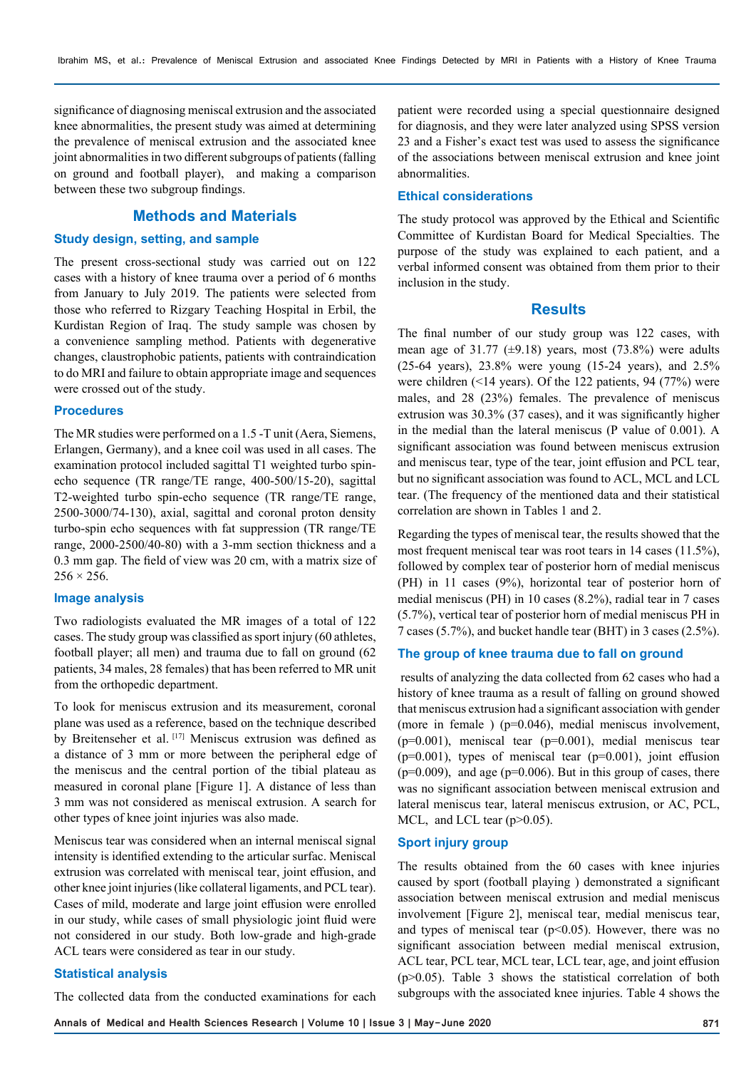significance of diagnosing meniscal extrusion and the associated knee abnormalities, the present study was aimed at determining the prevalence of meniscal extrusion and the associated knee joint abnormalities in two different subgroups of patients (falling on ground and football player), and making a comparison between these two subgroup findings.

## Methods and Materials

### Study design, setting, and sample

The present cross-sectional study was carried out on 122 cases with a history of knee trauma over a period of 6 months from January to July 2019. The patients were selected from those who referred to Rizgary Teaching Hospital in Erbil, the Kurdistan Region of Iraq. The study sample was chosen by a convenience sampling method. Patients with degenerative changes, claustrophobic patients, patients with contraindication to do MRI and failure to obtain appropriate image and sequences were crossed out of the study.

### Procedures

The MR studies were performed on a 1.5 -T unit (Aera, Siemens, Erlangen, Germany), and a knee coil was used in all cases. The examination protocol included sagittal T1 weighted turbo spin-echo sequence (TR range/TE range, 400-500/15-20), sagittal T2-weighted turbo spin-echo sequence (TR range/TE range, 2500-3000/74-130), axial, sagittal and coronal proton density turbo-spin echo sequences with fat suppression (TR range/TE range, 2000-2500/40-80) with a 3-mm section thickness and a 0.3 mm gap. The field of view was 20 cm, with a matrix size of 256 × 256.

### Image analysis

Two radiologists evaluated the MR images of a total of 122 cases. The study group was classified as sport injury (60 athletes, football player; all men) and trauma due to fall on ground (62 patients, 34 males, 28 females) that has been referred to MR unit from the orthopedic department.

To look for meniscus extrusion and its measurement, coronal plane was used as a reference, based on the technique described by Breitenseher et al. [17] Meniscus extrusion was defined as a distance of 3 mm or more between the peripheral edge of the meniscus and the central portion of the tibial plateau as measured in coronal plane [Figure 1]. A distance of less than 3 mm was not considered as meniscal extrusion. A search for other types of knee joint injuries was also made.

Meniscus tear was considered when an internal meniscal signal intensity is identified extending to the articular surfac. Meniscal extrusion was correlated with meniscal tear, joint effusion, and other knee joint injuries (like collateral ligaments, and PCL tear). Cases of mild, moderate and large joint effusion were enrolled in our study, while cases of small physiologic joint fluid were not considered in our study. Both low-grade and high-grade ACL tears were considered as tear in our study.

### Statistical analysis

The collected data from the conducted examinations for each patient were recorded using a special questionnaire designed for diagnosis, and they were later analyzed using SPSS version 23 and a Fisher's exact test was used to assess the significance of the associations between meniscal extrusion and knee joint abnormalities.

### Ethical considerations

The study protocol was approved by the Ethical and Scientific Committee of Kurdistan Board for Medical Specialties. The purpose of the study was explained to each patient, and a verbal informed consent was obtained from them prior to their inclusion in the study.

## Results

The final number of our study group was 122 cases, with mean age of 31.77 (±9.18) years, most (73.8%) were adults (25-64 years), 23.8% were young (15-24 years), and 2.5% were children (<14 years). Of the 122 patients, 94 (77%) were males, and 28 (23%) females. The prevalence of meniscus extrusion was 30.3% (37 cases), and it was significantly higher in the medial than the lateral meniscus (P value of 0.001). A significant association was found between meniscus extrusion and meniscus tear, type of the tear, joint effusion and PCL tear, but no significant association was found to ACL, MCL and LCL tear. (The frequency of the mentioned data and their statistical correlation are shown in Tables 1 and 2.

Regarding the types of meniscal tear, the results showed that the most frequent meniscal tear was root tears in 14 cases (11.5%), followed by complex tear of posterior horn of medial meniscus (PH) in 11 cases (9%), horizontal tear of posterior horn of medial meniscus (PH) in 10 cases (8.2%), radial tear in 7 cases (5.7%), vertical tear of posterior horn of medial meniscus PH in 7 cases (5.7%), and bucket handle tear (BHT) in 3 cases (2.5%).

### The group of knee trauma due to fall on ground

results of analyzing the data collected from 62 cases who had a history of knee trauma as a result of falling on ground showed that meniscus extrusion had a significant association with gender (more in female ) (p=0.046), medial meniscus involvement, (p=0.001), meniscal tear (p=0.001), medial meniscus tear (p=0.001), types of meniscal tear (p=0.001), joint effusion (p=0.009), and age (p=0.006). But in this group of cases, there was no significant association between meniscal extrusion and lateral meniscus tear, lateral meniscus extrusion, or AC, PCL, MCL, and LCL tear (p>0.05).

### Sport injury group

The results obtained from the 60 cases with knee injuries caused by sport (football playing ) demonstrated a significant association between meniscal extrusion and medial meniscus involvement [Figure 2], meniscal tear, medial meniscus tear, and types of meniscal tear (p<0.05). However, there was no significant association between medial meniscal extrusion, ACL tear, PCL tear, MCL tear, LCL tear, age, and joint effusion (p>0.05). Table 3 shows the statistical correlation of both subgroups with the associated knee injuries. Table 4 shows the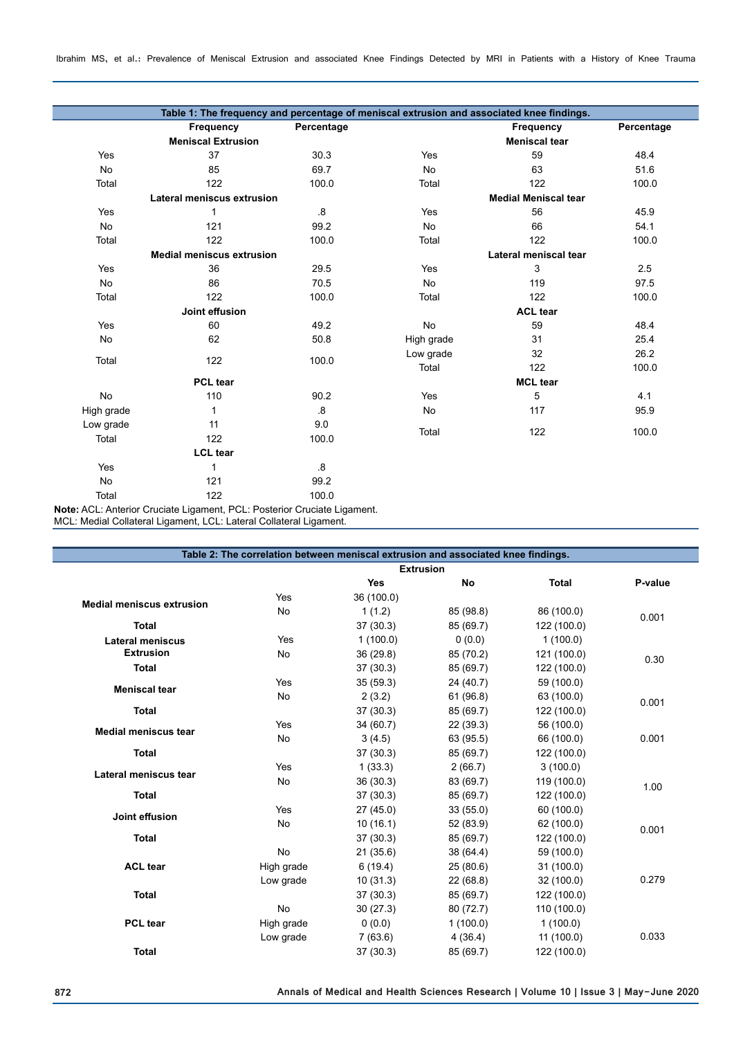**Table 1: The frequency and percentage of meniscal extrusion and associated knee findings.**

| | Frequency | Percentage | | Frequency | Percentage |
|---|---|---|---|---|---|
| | **Meniscal Extrusion** | | | **Meniscal tear** | |
| Yes | 37 | 30.3 | Yes | 59 | 48.4 |
| No | 85 | 69.7 | No | 63 | 51.6 |
| Total | 122 | 100.0 | Total | 122 | 100.0 |
| | **Lateral meniscus extrusion** | | | **Medial Meniscal tear** | |
| Yes | 1 | .8 | Yes | 56 | 45.9 |
| No | 121 | 99.2 | No | 66 | 54.1 |
| Total | 122 | 100.0 | Total | 122 | 100.0 |
| | **Medial meniscus extrusion** | | | **Lateral meniscal tear** | |
| Yes | 36 | 29.5 | Yes | 3 | 2.5 |
| No | 86 | 70.5 | No | 119 | 97.5 |
| Total | 122 | 100.0 | Total | 122 | 100.0 |
| | **Joint effusion** | | | **ACL tear** | |
| Yes | 60 | 49.2 | No | 59 | 48.4 |
| No | 62 | 50.8 | High grade | 31 | 25.4 |
| Total | 122 | 100.0 | Low grade | 32 | 26.2 |
| | | | Total | 122 | 100.0 |
| | **PCL tear** | | | **MCL tear** | |
| No | 110 | 90.2 | Yes | 5 | 4.1 |
| High grade | 1 | .8 | No | 117 | 95.9 |
| Low grade | 11 | 9.0 | Total | 122 | 100.0 |
| Total | 122 | 100.0 | | | |
| | **LCL tear** | | | | |
| Yes | 1 | .8 | | | |
| No | 121 | 99.2 | | | |
| Total | 122 | 100.0 | | | |

**Note:** ACL: Anterior Cruciate Ligament, PCL: Posterior Cruciate Ligament. MCL: Medial Collateral Ligament, LCL: Lateral Collateral Ligament.

**Table 2: The correlation between meniscal extrusion and associated knee findings.**

| | | Extrusion | | | |
|---|---|---|---|---|---|
| | | Yes | No | Total | P-value |
| **Medial meniscus extrusion** | Yes | 36 (100.0) | | | |
| | No | 1 (1.2) | 85 (98.8) | 86 (100.0) | 0.001 |
| **Total** | | 37 (30.3) | 85 (69.7) | 122 (100.0) | |
| **Lateral meniscus Extrusion** | Yes | 1 (100.0) | 0 (0.0) | 1 (100.0) | |
| | No | 36 (29.8) | 85 (70.2) | 121 (100.0) | 0.30 |
| **Total** | | 37 (30.3) | 85 (69.7) | 122 (100.0) | |
| **Meniscal tear** | Yes | 35 (59.3) | 24 (40.7) | 59 (100.0) | |
| | No | 2 (3.2) | 61 (96.8) | 63 (100.0) | 0.001 |
| **Total** | | 37 (30.3) | 85 (69.7) | 122 (100.0) | |
| **Medial meniscus tear** | Yes | 34 (60.7) | 22 (39.3) | 56 (100.0) | |
| | No | 3 (4.5) | 63 (95.5) | 66 (100.0) | 0.001 |
| **Total** | | 37 (30.3) | 85 (69.7) | 122 (100.0) | |
| **Lateral meniscus tear** | Yes | 1 (33.3) | 2 (66.7) | 3 (100.0) | |
| | No | 36 (30.3) | 83 (69.7) | 119 (100.0) | 1.00 |
| **Total** | | 37 (30.3) | 85 (69.7) | 122 (100.0) | |
| **Joint effusion** | Yes | 27 (45.0) | 33 (55.0) | 60 (100.0) | |
| | No | 10 (16.1) | 52 (83.9) | 62 (100.0) | 0.001 |
| **Total** | | 37 (30.3) | 85 (69.7) | 122 (100.0) | |
| **ACL tear** | No | 21 (35.6) | 38 (64.4) | 59 (100.0) | |
| | High grade | 6 (19.4) | 25 (80.6) | 31 (100.0) | |
| | Low grade | 10 (31.3) | 22 (68.8) | 32 (100.0) | 0.279 |
| **Total** | | 37 (30.3) | 85 (69.7) | 122 (100.0) | |
| **PCL tear** | No | 30 (27.3) | 80 (72.7) | 110 (100.0) | |
| | High grade | 0 (0.0) | 1 (100.0) | 1 (100.0) | |
| | Low grade | 7 (63.6) | 4 (36.4) | 11 (100.0) | 0.033 |
| **Total** | | 37 (30.3) | 85 (69.7) | 122 (100.0) | |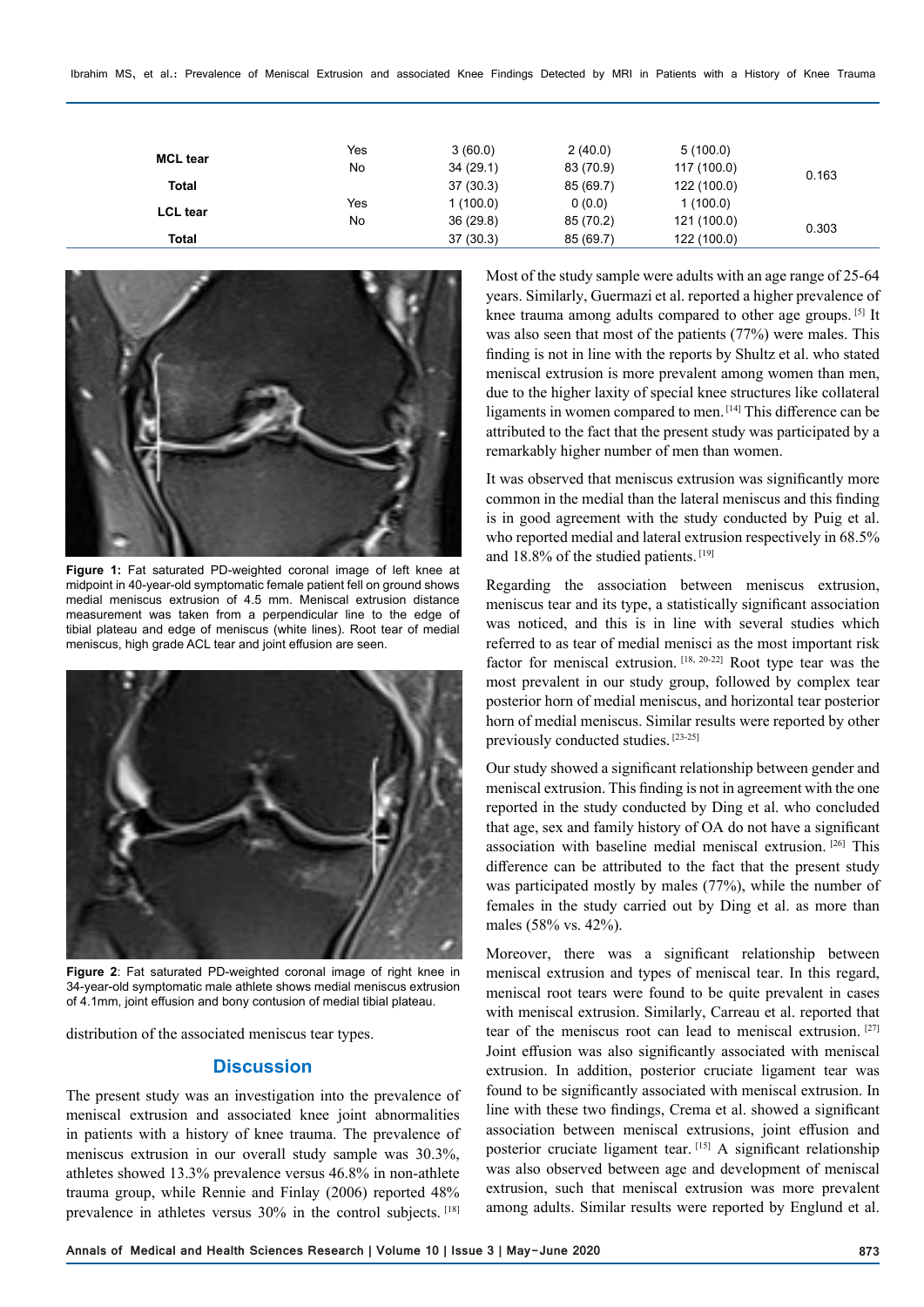| | | | | | |
|---|---|---|---|---|---|
| **MCL tear** | Yes | 3 (60.0) | 2 (40.0) | 5 (100.0) | |
| | No | 34 (29.1) | 83 (70.9) | 117 (100.0) | 0.163 |
| **Total** | | 37 (30.3) | 85 (69.7) | 122 (100.0) | |
| **LCL tear** | Yes | 1 (100.0) | 0 (0.0) | 1 (100.0) | |
| | No | 36 (29.8) | 85 (70.2) | 121 (100.0) | 0.303 |
| **Total** | | 37 (30.3) | 85 (69.7) | 122 (100.0) | |

**Figure 1:** Fat saturated PD-weighted coronal image of left knee at midpoint in 40-year-old symptomatic female patient fell on ground shows medial meniscus extrusion of 4.5 mm. Meniscal extrusion distance measurement was taken from a perpendicular line to the edge of tibial plateau and edge of meniscus (white lines). Root tear of medial meniscus, high grade ACL tear and joint effusion are seen.

**Figure 2**: Fat saturated PD-weighted coronal image of right knee in 34-year-old symptomatic male athlete shows medial meniscus extrusion of 4.1mm, joint effusion and bony contusion of medial tibial plateau.

distribution of the associated meniscus tear types.

## Discussion

The present study was an investigation into the prevalence of meniscal extrusion and associated knee joint abnormalities in patients with a history of knee trauma. The prevalence of meniscus extrusion in our overall study sample was 30.3%, athletes showed 13.3% prevalence versus 46.8% in non-athlete trauma group, while Rennie and Finlay (2006) reported 48% prevalence in athletes versus 30% in the control subjects. [18]

Most of the study sample were adults with an age range of 25-64 years. Similarly, Guermazi et al. reported a higher prevalence of knee trauma among adults compared to other age groups. [5] It was also seen that most of the patients (77%) were males. This finding is not in line with the reports by Shultz et al. who stated meniscal extrusion is more prevalent among women than men, due to the higher laxity of special knee structures like collateral ligaments in women compared to men. [14] This difference can be attributed to the fact that the present study was participated by a remarkably higher number of men than women.

It was observed that meniscus extrusion was significantly more common in the medial than the lateral meniscus and this finding is in good agreement with the study conducted by Puig et al. who reported medial and lateral extrusion respectively in 68.5% and 18.8% of the studied patients. [19]

Regarding the association between meniscus extrusion, meniscus tear and its type, a statistically significant association was noticed, and this is in line with several studies which referred to as tear of medial menisci as the most important risk factor for meniscal extrusion. [18, 20-22] Root type tear was the most prevalent in our study group, followed by complex tear posterior horn of medial meniscus, and horizontal tear posterior horn of medial meniscus. Similar results were reported by other previously conducted studies. [23-25]

Our study showed a significant relationship between gender and meniscal extrusion. This finding is not in agreement with the one reported in the study conducted by Ding et al. who concluded that age, sex and family history of OA do not have a significant association with baseline medial meniscal extrusion. [26] This difference can be attributed to the fact that the present study was participated mostly by males (77%), while the number of females in the study carried out by Ding et al. as more than males (58% vs. 42%).

Moreover, there was a significant relationship between meniscal extrusion and types of meniscal tear. In this regard, meniscal root tears were found to be quite prevalent in cases with meniscal extrusion. Similarly, Carreau et al. reported that tear of the meniscus root can lead to meniscal extrusion. [27] Joint effusion was also significantly associated with meniscal extrusion. In addition, posterior cruciate ligament tear was found to be significantly associated with meniscal extrusion. In line with these two findings, Crema et al. showed a significant association between meniscal extrusions, joint effusion and posterior cruciate ligament tear. [15] A significant relationship was also observed between age and development of meniscal extrusion, such that meniscal extrusion was more prevalent among adults. Similar results were reported by Englund et al.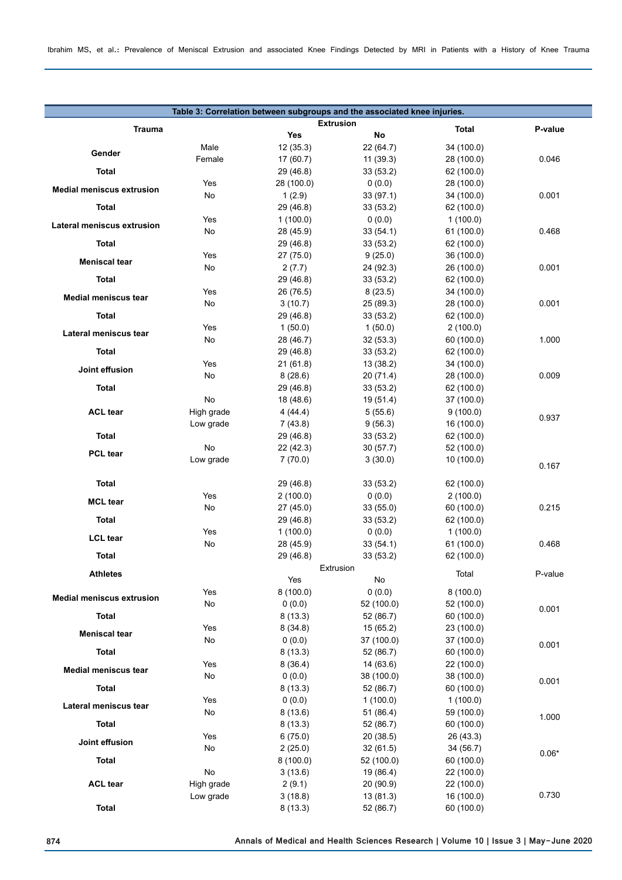**Table 3: Correlation between subgroups and the associated knee injuries.**

| Trauma | | Extrusion | | Total | P-value |
|---|---|---|---|---|---|
| | | Yes | No | | |
| Gender | Male | 12 (35.3) | 22 (64.7) | 34 (100.0) | |
| | Female | 17 (60.7) | 11 (39.3) | 28 (100.0) | 0.046 |
| Total | | 29 (46.8) | 33 (53.2) | 62 (100.0) | |
| Medial meniscus extrusion | Yes | 28 (100.0) | 0 (0.0) | 28 (100.0) | |
| | No | 1 (2.9) | 33 (97.1) | 34 (100.0) | 0.001 |
| Total | | 29 (46.8) | 33 (53.2) | 62 (100.0) | |
| Lateral meniscus extrusion | Yes | 1 (100.0) | 0 (0.0) | 1 (100.0) | |
| | No | 28 (45.9) | 33 (54.1) | 61 (100.0) | 0.468 |
| Total | | 29 (46.8) | 33 (53.2) | 62 (100.0) | |
| Meniscal tear | Yes | 27 (75.0) | 9 (25.0) | 36 (100.0) | |
| | No | 2 (7.7) | 24 (92.3) | 26 (100.0) | 0.001 |
| Total | | 29 (46.8) | 33 (53.2) | 62 (100.0) | |
| Medial meniscus tear | Yes | 26 (76.5) | 8 (23.5) | 34 (100.0) | |
| | No | 3 (10.7) | 25 (89.3) | 28 (100.0) | 0.001 |
| Total | | 29 (46.8) | 33 (53.2) | 62 (100.0) | |
| Lateral meniscus tear | Yes | 1 (50.0) | 1 (50.0) | 2 (100.0) | |
| | No | 28 (46.7) | 32 (53.3) | 60 (100.0) | 1.000 |
| Total | | 29 (46.8) | 33 (53.2) | 62 (100.0) | |
| Joint effusion | Yes | 21 (61.8) | 13 (38.2) | 34 (100.0) | |
| | No | 8 (28.6) | 20 (71.4) | 28 (100.0) | 0.009 |
| Total | | 29 (46.8) | 33 (53.2) | 62 (100.0) | |
| ACL tear | No | 18 (48.6) | 19 (51.4) | 37 (100.0) | |
| | High grade | 4 (44.4) | 5 (55.6) | 9 (100.0) | 0.937 |
| | Low grade | 7 (43.8) | 9 (56.3) | 16 (100.0) | |
| Total | | 29 (46.8) | 33 (53.2) | 62 (100.0) | |
| PCL tear | No | 22 (42.3) | 30 (57.7) | 52 (100.0) | |
| | Low grade | 7 (70.0) | 3 (30.0) | 10 (100.0) | 0.167 |
| Total | | 29 (46.8) | 33 (53.2) | 62 (100.0) | |
| MCL tear | Yes | 2 (100.0) | 0 (0.0) | 2 (100.0) | |
| | No | 27 (45.0) | 33 (55.0) | 60 (100.0) | 0.215 |
| Total | | 29 (46.8) | 33 (53.2) | 62 (100.0) | |
| LCL tear | Yes | 1 (100.0) | 0 (0.0) | 1 (100.0) | |
| | No | 28 (45.9) | 33 (54.1) | 61 (100.0) | 0.468 |
| Total | | 29 (46.8) | 33 (53.2) | 62 (100.0) | |
| Athletes | | Extrusion | | Total | P-value |
| | | Yes | No | | |
| Medial meniscus extrusion | Yes | 8 (100.0) | 0 (0.0) | 8 (100.0) | |
| | No | 0 (0.0) | 52 (100.0) | 52 (100.0) | 0.001 |
| Total | | 8 (13.3) | 52 (86.7) | 60 (100.0) | |
| Meniscal tear | Yes | 8 (34.8) | 15 (65.2) | 23 (100.0) | |
| | No | 0 (0.0) | 37 (100.0) | 37 (100.0) | 0.001 |
| Total | | 8 (13.3) | 52 (86.7) | 60 (100.0) | |
| Medial meniscus tear | Yes | 8 (36.4) | 14 (63.6) | 22 (100.0) | |
| | No | 0 (0.0) | 38 (100.0) | 38 (100.0) | 0.001 |
| Total | | 8 (13.3) | 52 (86.7) | 60 (100.0) | |
| Lateral meniscus tear | Yes | 0 (0.0) | 1 (100.0) | 1 (100.0) | |
| | No | 8 (13.6) | 51 (86.4) | 59 (100.0) | 1.000 |
| Total | | 8 (13.3) | 52 (86.7) | 60 (100.0) | |
| Joint effusion | Yes | 6 (75.0) | 20 (38.5) | 26 (43.3) | |
| | No | 2 (25.0) | 32 (61.5) | 34 (56.7) | 0.06* |
| Total | | 8 (100.0) | 52 (100.0) | 60 (100.0) | |
| ACL tear | No | 3 (13.6) | 19 (86.4) | 22 (100.0) | |
| | High grade | 2 (9.1) | 20 (90.9) | 22 (100.0) | |
| | Low grade | 3 (18.8) | 13 (81.3) | 16 (100.0) | 0.730 |
| Total | | 8 (13.3) | 52 (86.7) | 60 (100.0) | |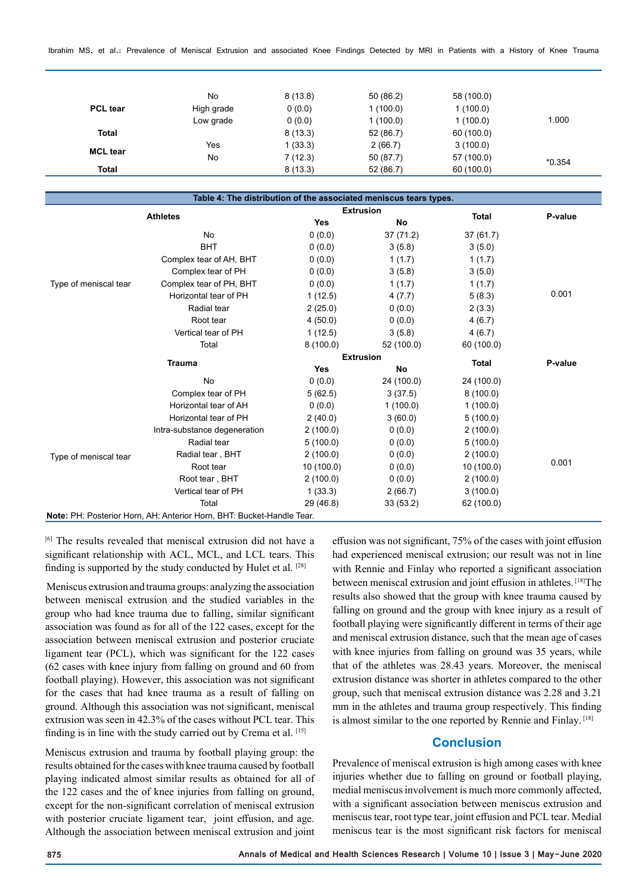|  |  |  |  |  |  |
|---|---|---|---|---|---|
| PCL tear | No | 8 (13.8) | 50 (86.2) | 58 (100.0) | 1.000 |
|  | High grade | 0 (0.0) | 1 (100.0) | 1 (100.0) |  |
|  | Low grade | 0 (0.0) | 1 (100.0) | 1 (100.0) |  |
| Total |  | 8 (13.3) | 52 (86.7) | 60 (100.0) |  |
| MCL tear | Yes | 1 (33.3) | 2 (66.7) | 3 (100.0) | *0.354 |
|  | No | 7 (12.3) | 50 (87.7) | 57 (100.0) |  |
| Total |  | 8 (13.3) | 52 (86.7) | 60 (100.0) |  |

**Table 4: The distribution of the associated meniscus tears types.**

| Athletes |  | Extrusion |  | Total | P-value |
|---|---|---|---|---|---|
|  |  | Yes | No |  |  |
| Type of meniscal tear | No | 0 (0.0) | 37 (71.2) | 37 (61.7) | 0.001 |
|  | BHT | 0 (0.0) | 3 (5.8) | 3 (5.0) |  |
|  | Complex tear of AH, BHT | 0 (0.0) | 1 (1.7) | 1 (1.7) |  |
|  | Complex tear of PH | 0 (0.0) | 3 (5.8) | 3 (5.0) |  |
|  | Complex tear of PH, BHT | 0 (0.0) | 1 (1.7) | 1 (1.7) |  |
|  | Horizontal tear of PH | 1 (12.5) | 4 (7.7) | 5 (8.3) |  |
|  | Radial tear | 2 (25.0) | 0 (0.0) | 2 (3.3) |  |
|  | Root tear | 4 (50.0) | 0 (0.0) | 4 (6.7) |  |
|  | Vertical tear of PH | 1 (12.5) | 3 (5.8) | 4 (6.7) |  |
|  | Total | 8 (100.0) | 52 (100.0) | 60 (100.0) |  |
| **Trauma** |  | **Extrusion** |  | **Total** | **P-value** |
|  |  | **Yes** | **No** |  |  |
| Type of meniscal tear | No | 0 (0.0) | 24 (100.0) | 24 (100.0) | 0.001 |
|  | Complex tear of PH | 5 (62.5) | 3 (37.5) | 8 (100.0) |  |
|  | Horizontal tear of AH | 0 (0.0) | 1 (100.0) | 1 (100.0) |  |
|  | Horizontal tear of PH | 2 (40.0) | 3 (60.0) | 5 (100.0) |  |
|  | Intra-substance degeneration | 2 (100.0) | 0 (0.0) | 2 (100.0) |  |
|  | Radial tear | 5 (100.0) | 0 (0.0) | 5 (100.0) |  |
|  | Radial tear , BHT | 2 (100.0) | 0 (0.0) | 2 (100.0) |  |
|  | Root tear | 10 (100.0) | 0 (0.0) | 10 (100.0) |  |
|  | Root tear , BHT | 2 (100.0) | 0 (0.0) | 2 (100.0) |  |
|  | Vertical tear of PH | 1 (33.3) | 2 (66.7) | 3 (100.0) |  |
|  | Total | 29 (46.8) | 33 (53.2) | 62 (100.0) |  |

**Note:** PH: Posterior Horn, AH: Anterior Horn, BHT: Bucket-Handle Tear.

[6] The results revealed that meniscal extrusion did not have a significant relationship with ACL, MCL, and LCL tears. This finding is supported by the study conducted by Hulet et al. [28]

Meniscus extrusion and trauma groups: analyzing the association between meniscal extrusion and the studied variables in the group who had knee trauma due to falling, similar significant association was found as for all of the 122 cases, except for the association between meniscal extrusion and posterior cruciate ligament tear (PCL), which was significant for the 122 cases (62 cases with knee injury from falling on ground and 60 from football playing). However, this association was not significant for the cases that had knee trauma as a result of falling on ground. Although this association was not significant, meniscal extrusion was seen in 42.3% of the cases without PCL tear. This finding is in line with the study carried out by Crema et al. [15]

Meniscus extrusion and trauma by football playing group: the results obtained for the cases with knee trauma caused by football playing indicated almost similar results as obtained for all of the 122 cases and the of knee injuries from falling on ground, except for the non-significant correlation of meniscal extrusion with posterior cruciate ligament tear, joint effusion, and age. Although the association between meniscal extrusion and joint effusion was not significant, 75% of the cases with joint effusion had experienced meniscal extrusion; our result was not in line with Rennie and Finlay who reported a significant association between meniscal extrusion and joint effusion in athletes. [18] The results also showed that the group with knee trauma caused by falling on ground and the group with knee injury as a result of football playing were significantly different in terms of their age and meniscal extrusion distance, such that the mean age of cases with knee injuries from falling on ground was 35 years, while that of the athletes was 28.43 years. Moreover, the meniscal extrusion distance was shorter in athletes compared to the other group, such that meniscal extrusion distance was 2.28 and 3.21 mm in the athletes and trauma group respectively. This finding is almost similar to the one reported by Rennie and Finlay. [18]

## Conclusion

Prevalence of meniscal extrusion is high among cases with knee injuries whether due to falling on ground or football playing, medial meniscus involvement is much more commonly affected, with a significant association between meniscus extrusion and meniscus tear, root type tear, joint effusion and PCL tear. Medial meniscus tear is the most significant risk factors for meniscal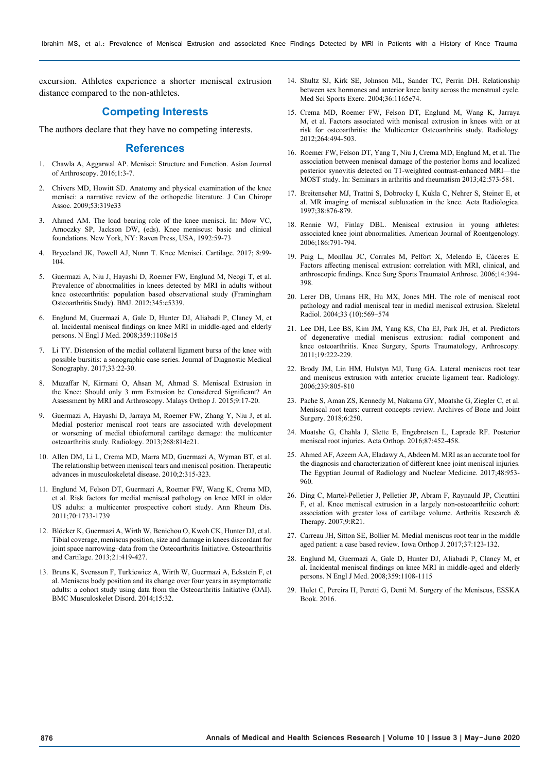excursion. Athletes experience a shorter meniscal extrusion distance compared to the non-athletes.

## Competing Interests

The authors declare that they have no competing interests.

## References

1. Chawla A, Aggarwal AP. Menisci: Structure and Function. Asian Journal of Arthroscopy. 2016;1:3-7.
2. Chivers MD, Howitt SD. Anatomy and physical examination of the knee menisci: a narrative review of the orthopedic literature. J Can Chiropr Assoc. 2009;53:319e33
3. Ahmed AM. The load bearing role of the knee menisci. In: Mow VC, Arnoczky SP, Jackson DW, (eds). Knee meniscus: basic and clinical foundations. New York, NY: Raven Press, USA, 1992:59-73
4. Bryceland JK, Powell AJ, Nunn T. Knee Menisci. Cartilage. 2017; 8:99-104.
5. Guermazi A, Niu J, Hayashi D, Roemer FW, Englund M, Neogi T, et al. Prevalence of abnormalities in knees detected by MRI in adults without knee osteoarthritis: population based observational study (Framingham Osteoarthritis Study). BMJ. 2012;345:e5339.
6. Englund M, Guermazi A, Gale D, Hunter DJ, Aliabadi P, Clancy M, et al. Incidental meniscal findings on knee MRI in middle-aged and elderly persons. N Engl J Med. 2008;359:1108e15
7. Li TY. Distension of the medial collateral ligament bursa of the knee with possible bursitis: a sonographic case series. Journal of Diagnostic Medical Sonography. 2017;33:22-30.
8. Muzaffar N, Kirmani O, Ahsan M, Ahmad S. Meniscal Extrusion in the Knee: Should only 3 mm Extrusion be Considered Significant? An Assessment by MRI and Arthroscopy. Malays Orthop J. 2015;9:17-20.
9. Guermazi A, Hayashi D, Jarraya M, Roemer FW, Zhang Y, Niu J, et al. Medial posterior meniscal root tears are associated with development or worsening of medial tibiofemoral cartilage damage: the multicenter osteoarthritis study. Radiology. 2013;268:814e21.
10. Allen DM, Li L, Crema MD, Marra MD, Guermazi A, Wyman BT, et al. The relationship between meniscal tears and meniscal position. Therapeutic advances in musculoskeletal disease. 2010;2:315-323.
11. Englund M, Felson DT, Guermazi A, Roemer FW, Wang K, Crema MD, et al. Risk factors for medial meniscal pathology on knee MRI in older US adults: a multicenter prospective cohort study. Ann Rheum Dis. 2011;70:1733-1739
12. Blöcker K, Guermazi A, Wirth W, Benichou O, Kwoh CK, Hunter DJ, et al. Tibial coverage, meniscus position, size and damage in knees discordant for joint space narrowing–data from the Osteoarthritis Initiative. Osteoarthritis and Cartilage. 2013;21:419-427.
13. Bruns K, Svensson F, Turkiewicz A, Wirth W, Guermazi A, Eckstein F, et al. Meniscus body position and its change over four years in asymptomatic adults: a cohort study using data from the Osteoarthritis Initiative (OAI). BMC Musculoskelet Disord. 2014;15:32.
14. Shultz SJ, Kirk SE, Johnson ML, Sander TC, Perrin DH. Relationship between sex hormones and anterior knee laxity across the menstrual cycle. Med Sci Sports Exerc. 2004;36:1165e74.
15. Crema MD, Roemer FW, Felson DT, Englund M, Wang K, Jarraya M, et al. Factors associated with meniscal extrusion in knees with or at risk for osteoarthritis: the Multicenter Osteoarthritis study. Radiology. 2012;264:494-503.
16. Roemer FW, Felson DT, Yang T, Niu J, Crema MD, Englund M, et al. The association between meniscal damage of the posterior horns and localized posterior synovitis detected on T1-weighted contrast-enhanced MRI—the MOST study. In: Seminars in arthritis and rheumatism 2013;42:573-581.
17. Breitenseher MJ, Trattni S, Dobrocky I, Kukla C, Nehrer S, Steiner E, et al. MR imaging of meniscal subluxation in the knee. Acta Radiologica. 1997;38:876-879.
18. Rennie WJ, Finlay DBL. Meniscal extrusion in young athletes: associated knee joint abnormalities. American Journal of Roentgenology. 2006;186:791-794.
19. Puig L, Monllau JC, Corrales M, Pelfort X, Melendo E, Cáceres E. Factors affecting meniscal extrusion: correlation with MRI, clinical, and arthroscopic findings. Knee Surg Sports Traumatol Arthrosc. 2006;14:394-398.
20. Lerer DB, Umans HR, Hu MX, Jones MH. The role of meniscal root pathology and radial meniscal tear in medial meniscal extrusion. Skeletal Radiol. 2004;33 (10):569–574
21. Lee DH, Lee BS, Kim JM, Yang KS, Cha EJ, Park JH, et al. Predictors of degenerative medial meniscus extrusion: radial component and knee osteoarthritis. Knee Surgery, Sports Traumatology, Arthroscopy. 2011;19:222-229.
22. Brody JM, Lin HM, Hulstyn MJ, Tung GA. Lateral meniscus root tear and meniscus extrusion with anterior cruciate ligament tear. Radiology. 2006;239:805-810
23. Pache S, Aman ZS, Kennedy M, Nakama GY, Moatshe G, Ziegler C, et al. Meniscal root tears: current concepts review. Archives of Bone and Joint Surgery. 2018;6:250.
24. Moatshe G, Chahla J, Slette E, Engebretsen L, Laprade RF. Posterior meniscal root injuries. Acta Orthop. 2016;87:452-458.
25. Ahmed AF, Azeem AA, Eladawy A, Abdeen M. MRI as an accurate tool for the diagnosis and characterization of different knee joint meniscal injuries. The Egyptian Journal of Radiology and Nuclear Medicine. 2017;48:953-960.
26. Ding C, Martel-Pelletier J, Pelletier JP, Abram F, Raynauld JP, Cicuttini F, et al. Knee meniscal extrusion in a largely non-osteoarthritic cohort: association with greater loss of cartilage volume. Arthritis Research & Therapy. 2007;9:R21.
27. Carreau JH, Sitton SE, Bollier M. Medial meniscus root tear in the middle aged patient: a case based review. Iowa Orthop J. 2017;37:123-132.
28. Englund M, Guermazi A, Gale D, Hunter DJ, Aliabadi P, Clancy M, et al. Incidental meniscal findings on knee MRI in middle-aged and elderly persons. N Engl J Med. 2008;359:1108-1115
29. Hulet C, Pereira H, Peretti G, Denti M. Surgery of the Meniscus, ESSKA Book. 2016.